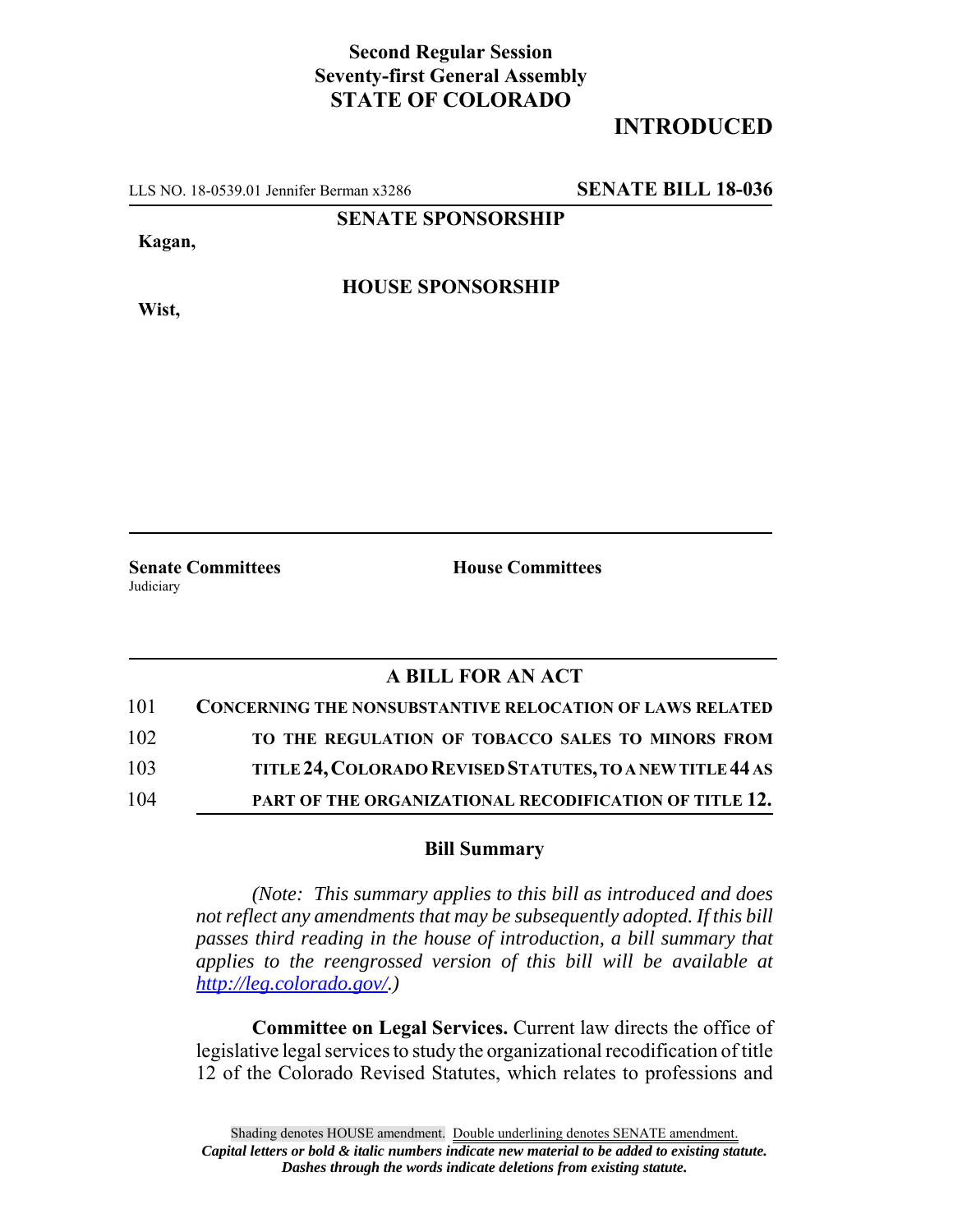**Second Regular Session**
**Seventy-first General Assembly**
**STATE OF COLORADO**

# INTRODUCED

LLS NO. 18-0539.01 Jennifer Berman x3286 **SENATE BILL 18-036**

**SENATE SPONSORSHIP**

**Kagan,**

**HOUSE SPONSORSHIP**

**Wist,**

**Senate Committees**
Judiciary

**House Committees**

## A BILL FOR AN ACT

101 **CONCERNING THE NONSUBSTANTIVE RELOCATION OF LAWS RELATED**
102 **TO THE REGULATION OF TOBACCO SALES TO MINORS FROM**
103 **TITLE 24, COLORADO REVISED STATUTES, TO A NEW TITLE 44 AS**
104 **PART OF THE ORGANIZATIONAL RECODIFICATION OF TITLE 12.**

### Bill Summary

*(Note: This summary applies to this bill as introduced and does not reflect any amendments that may be subsequently adopted. If this bill passes third reading in the house of introduction, a bill summary that applies to the reengrossed version of this bill will be available at http://leg.colorado.gov/.)*

**Committee on Legal Services.** Current law directs the office of legislative legal services to study the organizational recodification of title 12 of the Colorado Revised Statutes, which relates to professions and

Shading denotes HOUSE amendment. Double underlining denotes SENATE amendment.
*Capital letters or bold & italic numbers indicate new material to be added to existing statute.*
*Dashes through the words indicate deletions from existing statute.*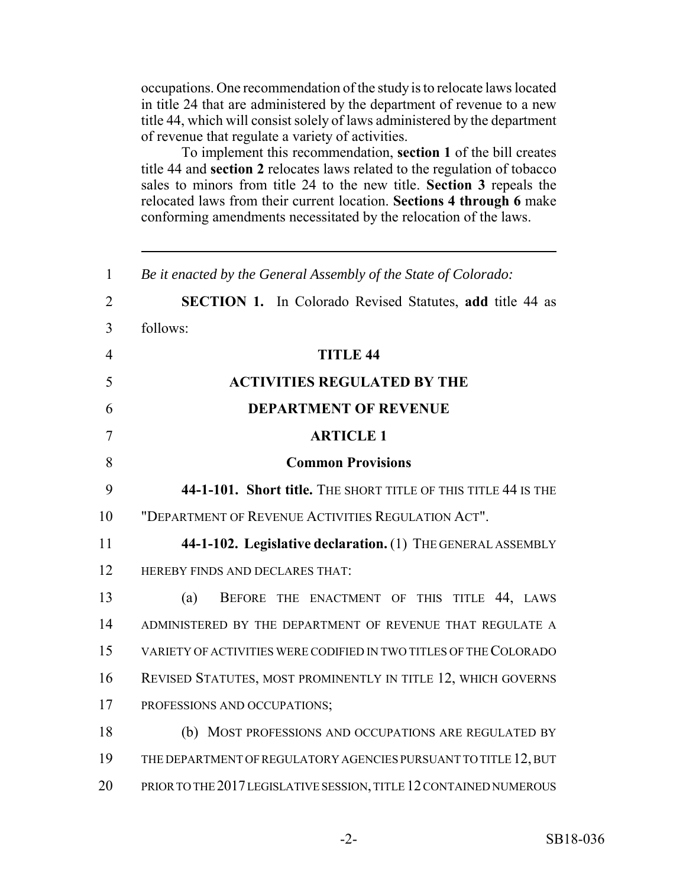occupations. One recommendation of the study is to relocate laws located in title 24 that are administered by the department of revenue to a new title 44, which will consist solely of laws administered by the department of revenue that regulate a variety of activities.

To implement this recommendation, **section 1** of the bill creates title 44 and **section 2** relocates laws related to the regulation of tobacco sales to minors from title 24 to the new title. **Section 3** repeals the relocated laws from their current location. **Sections 4 through 6** make conforming amendments necessitated by the relocation of the laws.

---

1 *Be it enacted by the General Assembly of the State of Colorado:*

2 **SECTION 1.** In Colorado Revised Statutes, **add** title 44 as
3 follows:

4 **TITLE 44**

5 **ACTIVITIES REGULATED BY THE**

6 **DEPARTMENT OF REVENUE**

7 **ARTICLE 1**

8 **Common Provisions**

9 **44-1-101. Short title.** THE SHORT TITLE OF THIS TITLE 44 IS THE
10 "DEPARTMENT OF REVENUE ACTIVITIES REGULATION ACT".

11 **44-1-102. Legislative declaration.** (1) THE GENERAL ASSEMBLY
12 HEREBY FINDS AND DECLARES THAT:

13 (a) BEFORE THE ENACTMENT OF THIS TITLE 44, LAWS
14 ADMINISTERED BY THE DEPARTMENT OF REVENUE THAT REGULATE A
15 VARIETY OF ACTIVITIES WERE CODIFIED IN TWO TITLES OF THE COLORADO
16 REVISED STATUTES, MOST PROMINENTLY IN TITLE 12, WHICH GOVERNS
17 PROFESSIONS AND OCCUPATIONS;

18 (b) MOST PROFESSIONS AND OCCUPATIONS ARE REGULATED BY
19 THE DEPARTMENT OF REGULATORY AGENCIES PURSUANT TO TITLE 12, BUT
20 PRIOR TO THE 2017 LEGISLATIVE SESSION, TITLE 12 CONTAINED NUMEROUS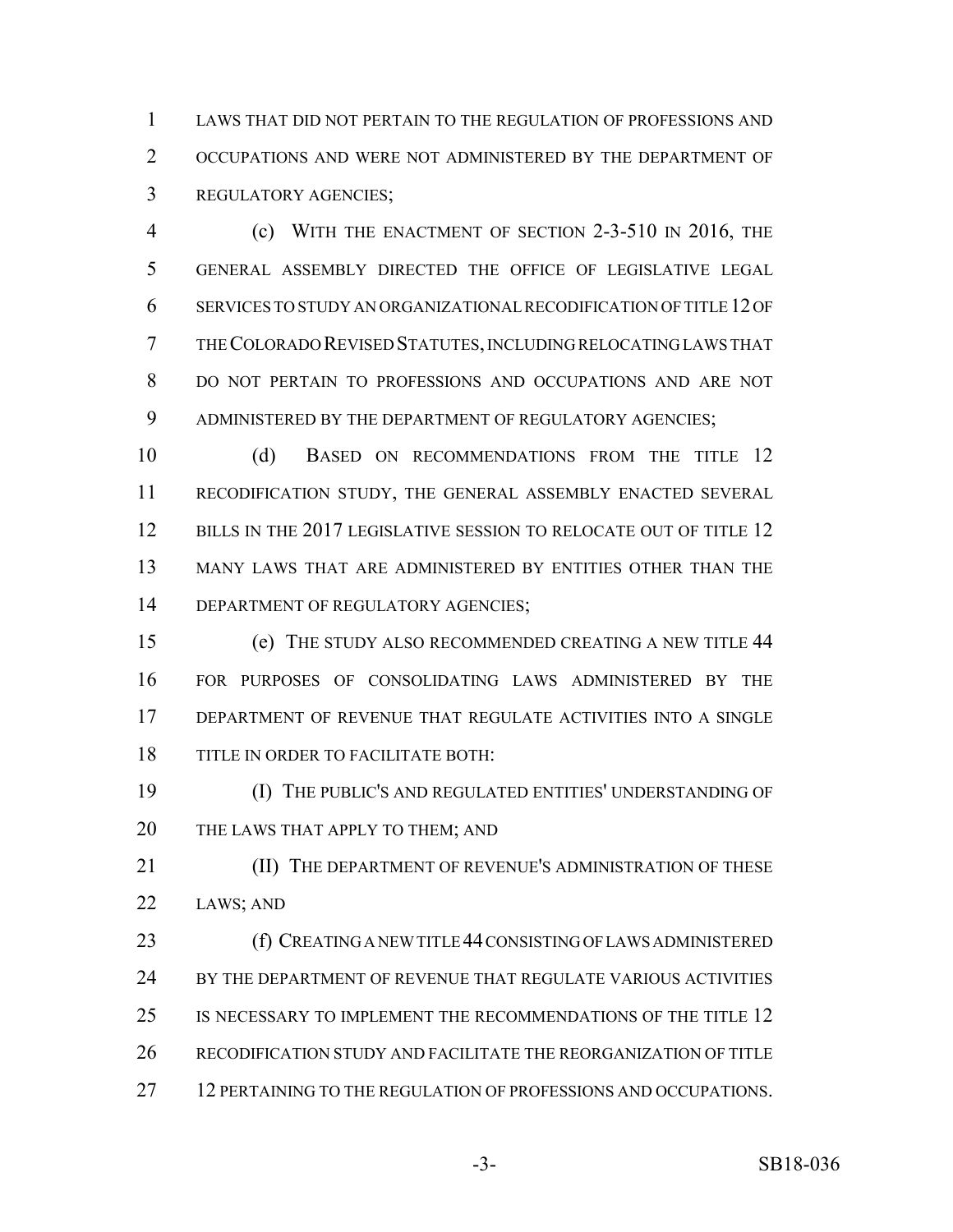LAWS THAT DID NOT PERTAIN TO THE REGULATION OF PROFESSIONS AND OCCUPATIONS AND WERE NOT ADMINISTERED BY THE DEPARTMENT OF REGULATORY AGENCIES;

(c) WITH THE ENACTMENT OF SECTION 2-3-510 IN 2016, THE GENERAL ASSEMBLY DIRECTED THE OFFICE OF LEGISLATIVE LEGAL SERVICES TO STUDY AN ORGANIZATIONAL RECODIFICATION OF TITLE 12 OF THE COLORADO REVISED STATUTES, INCLUDING RELOCATING LAWS THAT DO NOT PERTAIN TO PROFESSIONS AND OCCUPATIONS AND ARE NOT ADMINISTERED BY THE DEPARTMENT OF REGULATORY AGENCIES;

(d) BASED ON RECOMMENDATIONS FROM THE TITLE 12 RECODIFICATION STUDY, THE GENERAL ASSEMBLY ENACTED SEVERAL BILLS IN THE 2017 LEGISLATIVE SESSION TO RELOCATE OUT OF TITLE 12 MANY LAWS THAT ARE ADMINISTERED BY ENTITIES OTHER THAN THE DEPARTMENT OF REGULATORY AGENCIES;

(e) THE STUDY ALSO RECOMMENDED CREATING A NEW TITLE 44 FOR PURPOSES OF CONSOLIDATING LAWS ADMINISTERED BY THE DEPARTMENT OF REVENUE THAT REGULATE ACTIVITIES INTO A SINGLE TITLE IN ORDER TO FACILITATE BOTH:

(I) THE PUBLIC'S AND REGULATED ENTITIES' UNDERSTANDING OF THE LAWS THAT APPLY TO THEM; AND

(II) THE DEPARTMENT OF REVENUE'S ADMINISTRATION OF THESE LAWS; AND

(f) CREATING A NEW TITLE 44 CONSISTING OF LAWS ADMINISTERED BY THE DEPARTMENT OF REVENUE THAT REGULATE VARIOUS ACTIVITIES IS NECESSARY TO IMPLEMENT THE RECOMMENDATIONS OF THE TITLE 12 RECODIFICATION STUDY AND FACILITATE THE REORGANIZATION OF TITLE 12 PERTAINING TO THE REGULATION OF PROFESSIONS AND OCCUPATIONS.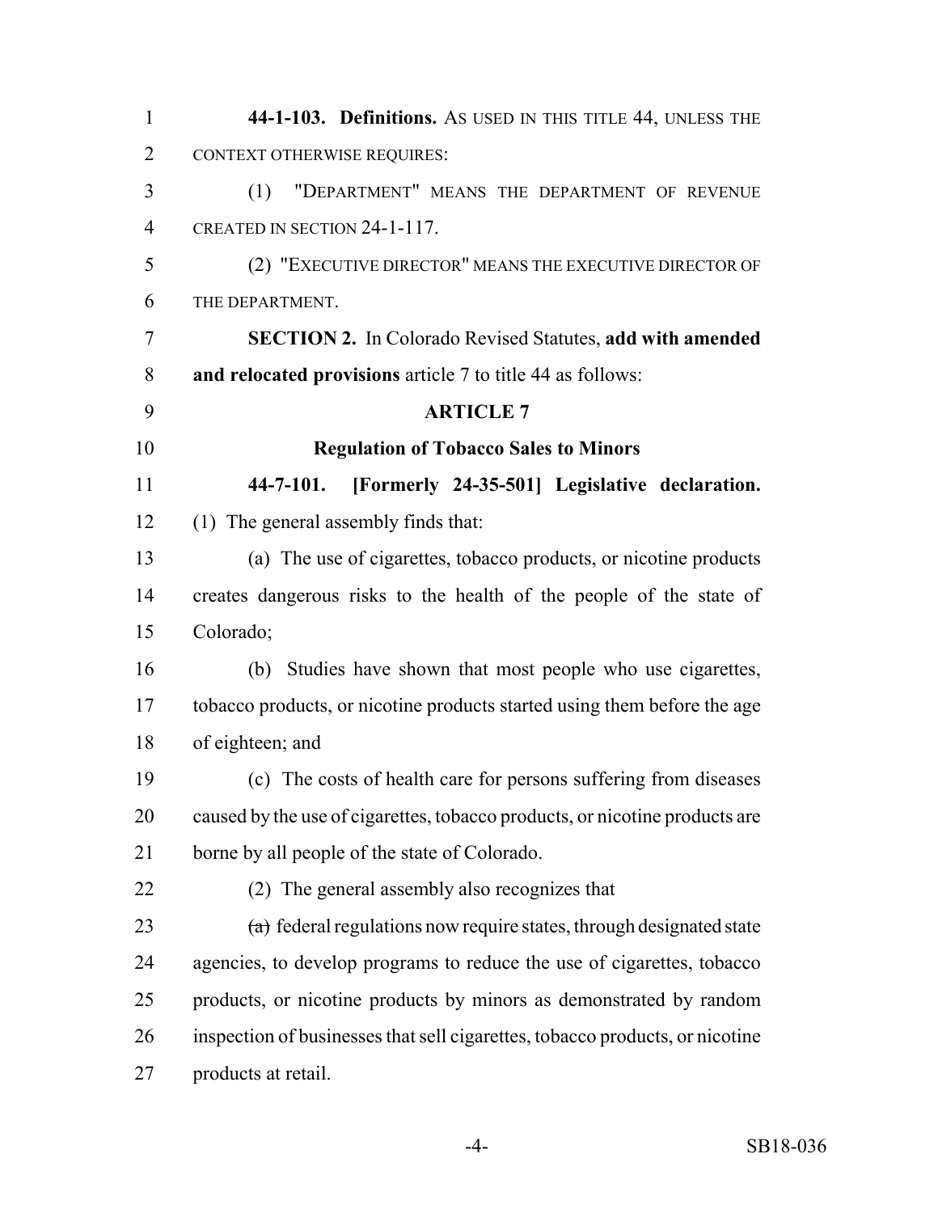**44-1-103. Definitions.** AS USED IN THIS TITLE 44, UNLESS THE CONTEXT OTHERWISE REQUIRES:

(1) "DEPARTMENT" MEANS THE DEPARTMENT OF REVENUE CREATED IN SECTION 24-1-117.

(2) "EXECUTIVE DIRECTOR" MEANS THE EXECUTIVE DIRECTOR OF THE DEPARTMENT.

**SECTION 2.** In Colorado Revised Statutes, **add with amended and relocated provisions** article 7 to title 44 as follows:

**ARTICLE 7**

**Regulation of Tobacco Sales to Minors**

**44-7-101. [Formerly 24-35-501] Legislative declaration.** (1) The general assembly finds that:

(a) The use of cigarettes, tobacco products, or nicotine products creates dangerous risks to the health of the people of the state of Colorado;

(b) Studies have shown that most people who use cigarettes, tobacco products, or nicotine products started using them before the age of eighteen; and

(c) The costs of health care for persons suffering from diseases caused by the use of cigarettes, tobacco products, or nicotine products are borne by all people of the state of Colorado.

(2) The general assembly also recognizes that

~~(a)~~ federal regulations now require states, through designated state agencies, to develop programs to reduce the use of cigarettes, tobacco products, or nicotine products by minors as demonstrated by random inspection of businesses that sell cigarettes, tobacco products, or nicotine products at retail.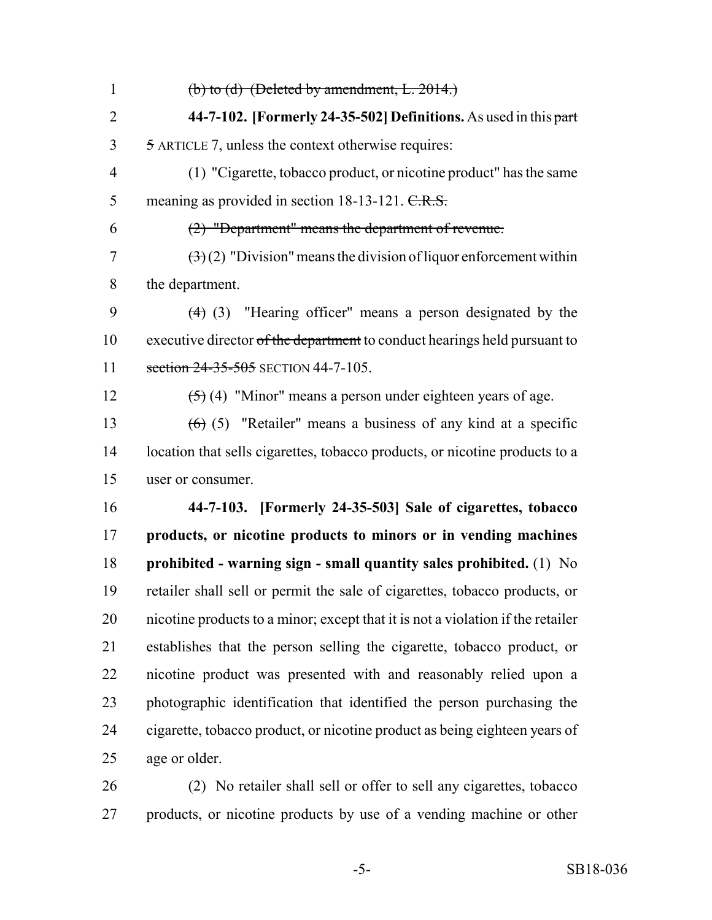(b) to (d) (Deleted by amendment, L. 2014.)

**44-7-102. [Formerly 24-35-502] Definitions.** As used in this part 5 ARTICLE 7, unless the context otherwise requires:

(1) "Cigarette, tobacco product, or nicotine product" has the same meaning as provided in section 18-13-121. C.R.S.

(2) "Department" means the department of revenue.

(3) (2) "Division" means the division of liquor enforcement within the department.

(4) (3) "Hearing officer" means a person designated by the executive director of the department to conduct hearings held pursuant to section 24-35-505 SECTION 44-7-105.

(5) (4) "Minor" means a person under eighteen years of age.

(6) (5) "Retailer" means a business of any kind at a specific location that sells cigarettes, tobacco products, or nicotine products to a user or consumer.

**44-7-103. [Formerly 24-35-503] Sale of cigarettes, tobacco products, or nicotine products to minors or in vending machines prohibited - warning sign - small quantity sales prohibited.** (1) No retailer shall sell or permit the sale of cigarettes, tobacco products, or nicotine products to a minor; except that it is not a violation if the retailer establishes that the person selling the cigarette, tobacco product, or nicotine product was presented with and reasonably relied upon a photographic identification that identified the person purchasing the cigarette, tobacco product, or nicotine product as being eighteen years of age or older.

(2) No retailer shall sell or offer to sell any cigarettes, tobacco products, or nicotine products by use of a vending machine or other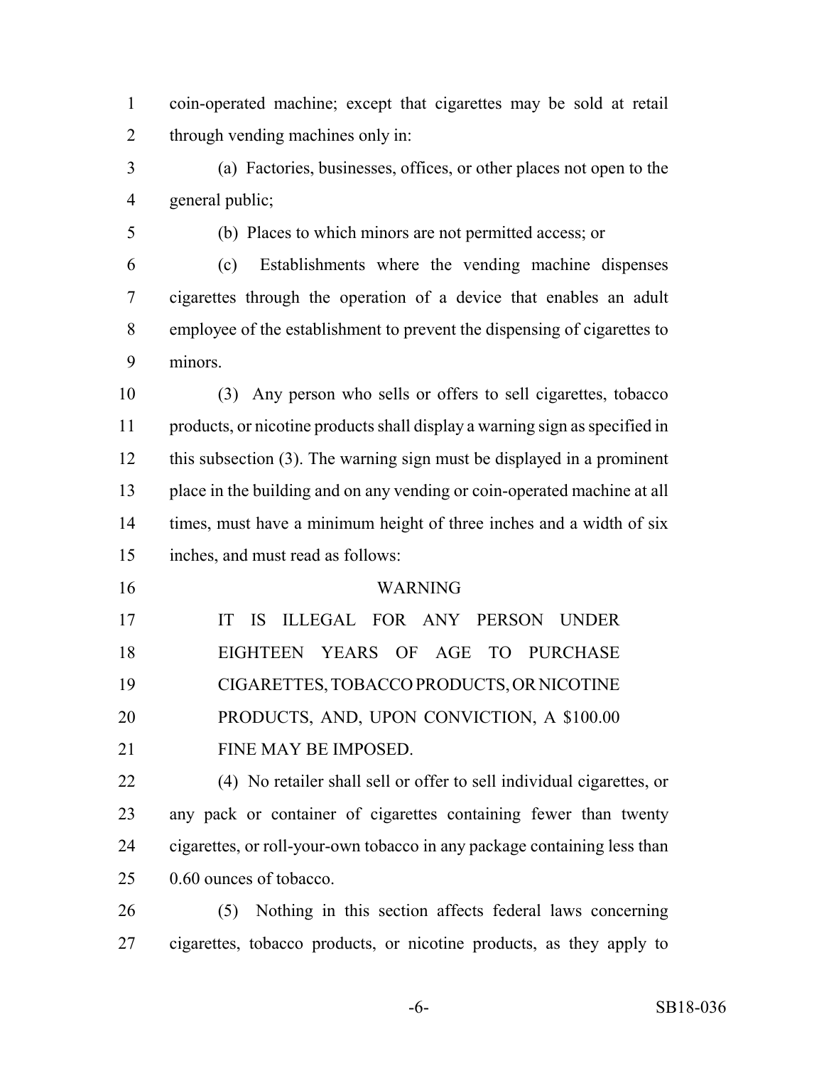coin-operated machine; except that cigarettes may be sold at retail through vending machines only in:

(a) Factories, businesses, offices, or other places not open to the general public;

(b) Places to which minors are not permitted access; or

(c) Establishments where the vending machine dispenses cigarettes through the operation of a device that enables an adult employee of the establishment to prevent the dispensing of cigarettes to minors.

(3) Any person who sells or offers to sell cigarettes, tobacco products, or nicotine products shall display a warning sign as specified in this subsection (3). The warning sign must be displayed in a prominent place in the building and on any vending or coin-operated machine at all times, must have a minimum height of three inches and a width of six inches, and must read as follows:

WARNING

IT IS ILLEGAL FOR ANY PERSON UNDER EIGHTEEN YEARS OF AGE TO PURCHASE CIGARETTES, TOBACCO PRODUCTS, OR NICOTINE PRODUCTS, AND, UPON CONVICTION, A $100.00 FINE MAY BE IMPOSED.

(4) No retailer shall sell or offer to sell individual cigarettes, or any pack or container of cigarettes containing fewer than twenty cigarettes, or roll-your-own tobacco in any package containing less than 0.60 ounces of tobacco.

(5) Nothing in this section affects federal laws concerning cigarettes, tobacco products, or nicotine products, as they apply to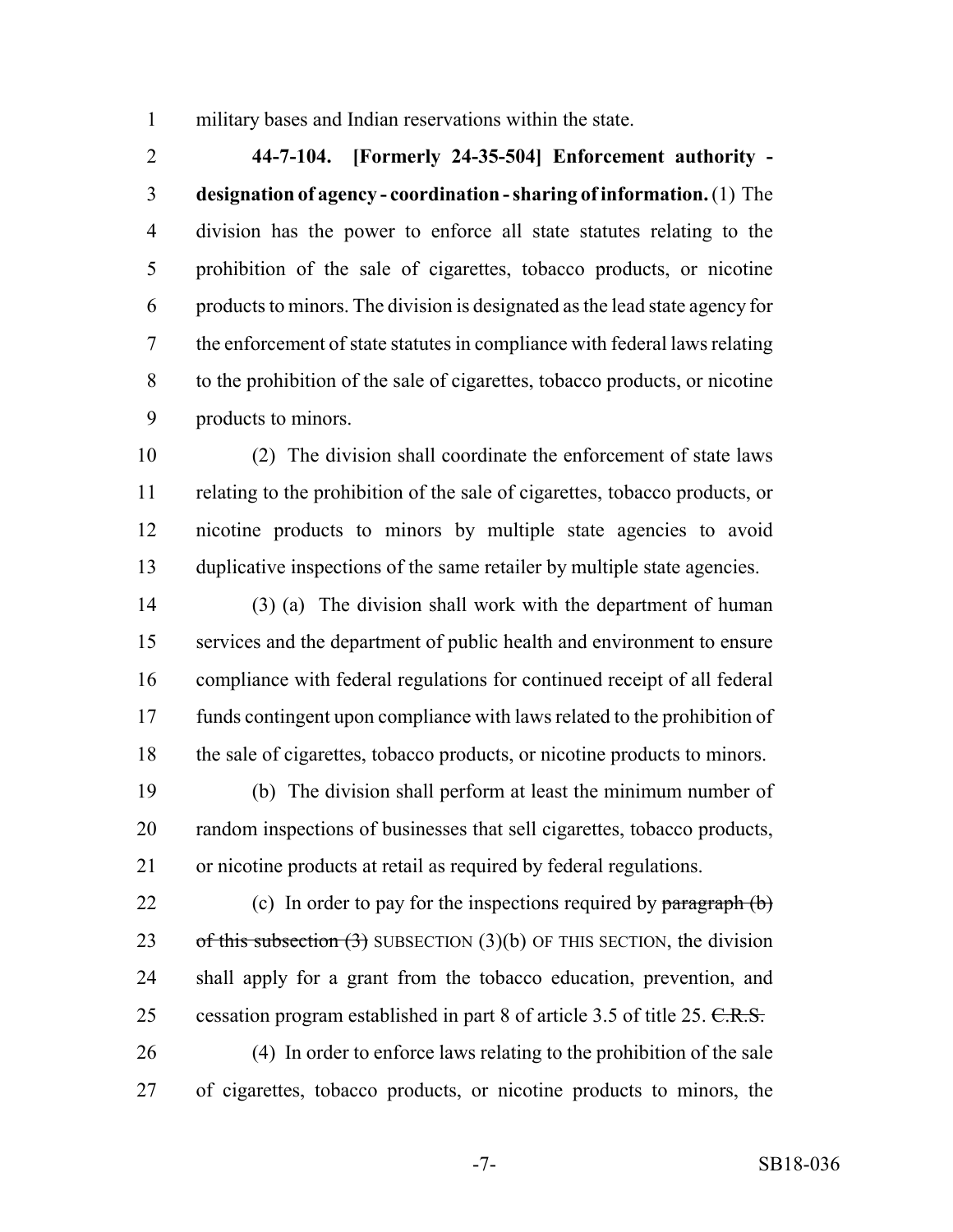military bases and Indian reservations within the state.

**44-7-104. [Formerly 24-35-504] Enforcement authority - designation of agency - coordination - sharing of information.** (1) The division has the power to enforce all state statutes relating to the prohibition of the sale of cigarettes, tobacco products, or nicotine products to minors. The division is designated as the lead state agency for the enforcement of state statutes in compliance with federal laws relating to the prohibition of the sale of cigarettes, tobacco products, or nicotine products to minors.

(2) The division shall coordinate the enforcement of state laws relating to the prohibition of the sale of cigarettes, tobacco products, or nicotine products to minors by multiple state agencies to avoid duplicative inspections of the same retailer by multiple state agencies.

(3) (a) The division shall work with the department of human services and the department of public health and environment to ensure compliance with federal regulations for continued receipt of all federal funds contingent upon compliance with laws related to the prohibition of the sale of cigarettes, tobacco products, or nicotine products to minors.

(b) The division shall perform at least the minimum number of random inspections of businesses that sell cigarettes, tobacco products, or nicotine products at retail as required by federal regulations.

(c) In order to pay for the inspections required by ~~paragraph (b) of this subsection (3)~~ SUBSECTION (3)(b) OF THIS SECTION, the division shall apply for a grant from the tobacco education, prevention, and cessation program established in part 8 of article 3.5 of title 25. ~~C.R.S.~~

(4) In order to enforce laws relating to the prohibition of the sale of cigarettes, tobacco products, or nicotine products to minors, the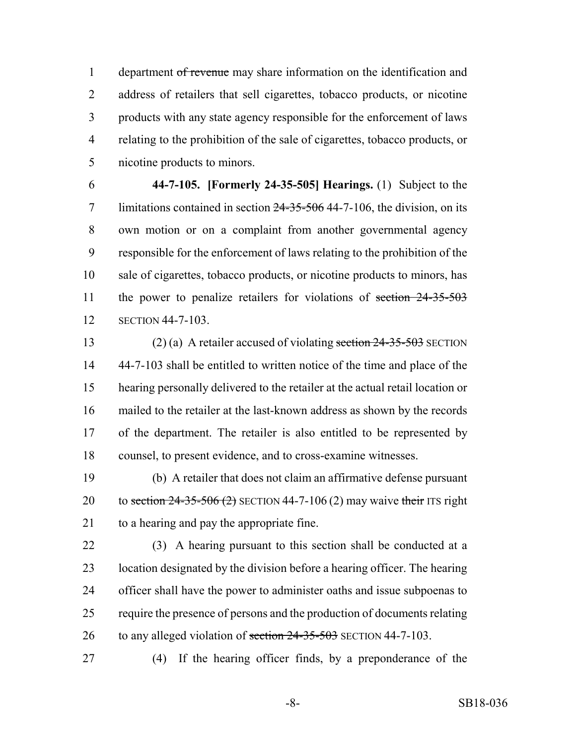department ~~of revenue~~ may share information on the identification and address of retailers that sell cigarettes, tobacco products, or nicotine products with any state agency responsible for the enforcement of laws relating to the prohibition of the sale of cigarettes, tobacco products, or nicotine products to minors.

**44-7-105. [Formerly 24-35-505] Hearings.** (1) Subject to the limitations contained in section ~~24-35-506~~ 44-7-106, the division, on its own motion or on a complaint from another governmental agency responsible for the enforcement of laws relating to the prohibition of the sale of cigarettes, tobacco products, or nicotine products to minors, has the power to penalize retailers for violations of ~~section 24-35-503~~ SECTION 44-7-103.

(2) (a) A retailer accused of violating ~~section 24-35-503~~ SECTION 44-7-103 shall be entitled to written notice of the time and place of the hearing personally delivered to the retailer at the actual retail location or mailed to the retailer at the last-known address as shown by the records of the department. The retailer is also entitled to be represented by counsel, to present evidence, and to cross-examine witnesses.

(b) A retailer that does not claim an affirmative defense pursuant to ~~section 24-35-506 (2)~~ SECTION 44-7-106 (2) may waive ~~their~~ ITS right to a hearing and pay the appropriate fine.

(3) A hearing pursuant to this section shall be conducted at a location designated by the division before a hearing officer. The hearing officer shall have the power to administer oaths and issue subpoenas to require the presence of persons and the production of documents relating to any alleged violation of ~~section 24-35-503~~ SECTION 44-7-103.

(4) If the hearing officer finds, by a preponderance of the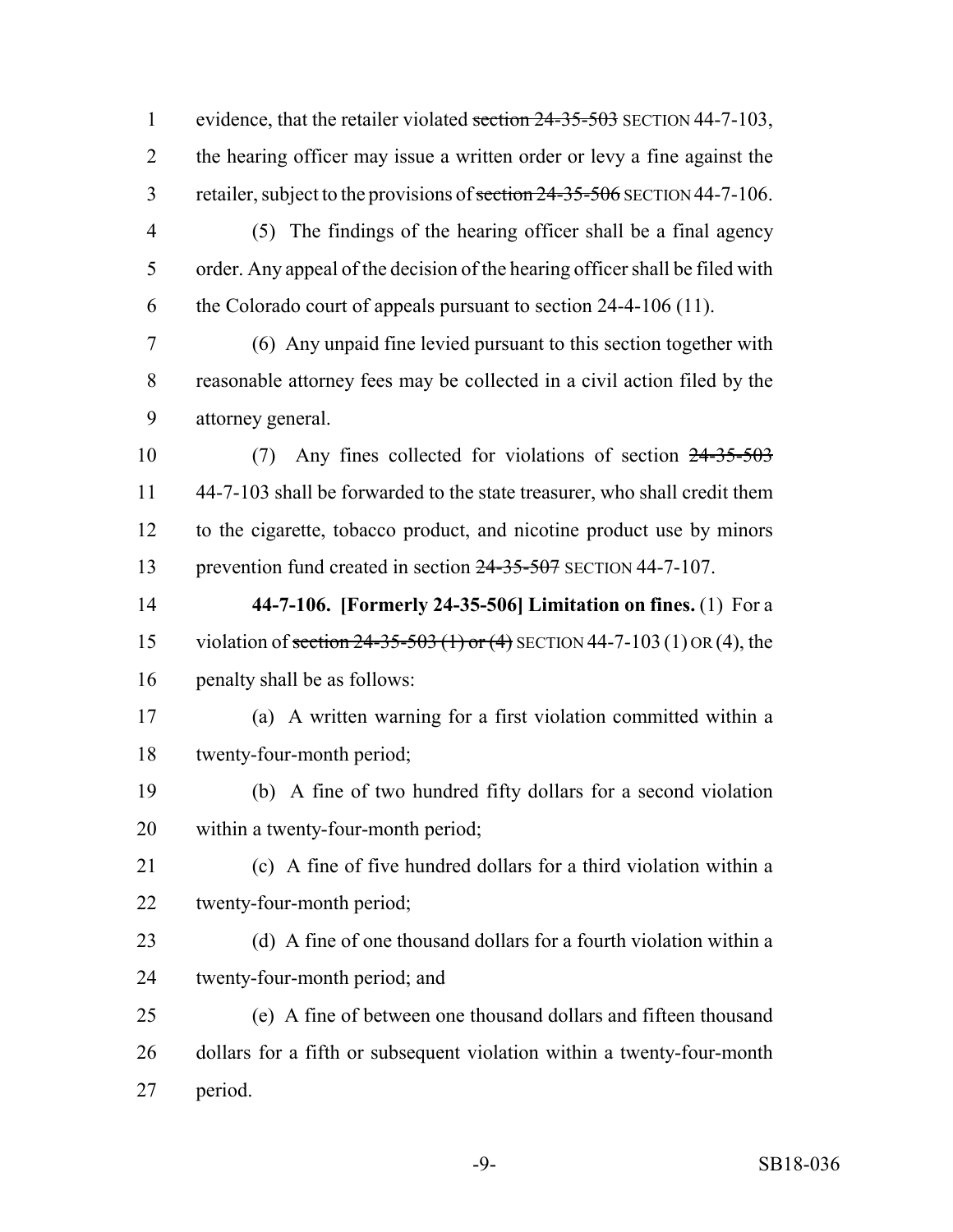evidence, that the retailer violated ~~section 24-35-503~~ SECTION 44-7-103, the hearing officer may issue a written order or levy a fine against the retailer, subject to the provisions of ~~section 24-35-506~~ SECTION 44-7-106.

(5) The findings of the hearing officer shall be a final agency order. Any appeal of the decision of the hearing officer shall be filed with the Colorado court of appeals pursuant to section 24-4-106 (11).

(6) Any unpaid fine levied pursuant to this section together with reasonable attorney fees may be collected in a civil action filed by the attorney general.

(7) Any fines collected for violations of section ~~24-35-503~~ 44-7-103 shall be forwarded to the state treasurer, who shall credit them to the cigarette, tobacco product, and nicotine product use by minors prevention fund created in section ~~24-35-507~~ SECTION 44-7-107.

**44-7-106. [Formerly 24-35-506] Limitation on fines.** (1) For a violation of ~~section 24-35-503 (1) or (4)~~ SECTION 44-7-103 (1) OR (4), the penalty shall be as follows:

(a) A written warning for a first violation committed within a twenty-four-month period;

(b) A fine of two hundred fifty dollars for a second violation within a twenty-four-month period;

(c) A fine of five hundred dollars for a third violation within a twenty-four-month period;

(d) A fine of one thousand dollars for a fourth violation within a twenty-four-month period; and

(e) A fine of between one thousand dollars and fifteen thousand dollars for a fifth or subsequent violation within a twenty-four-month period.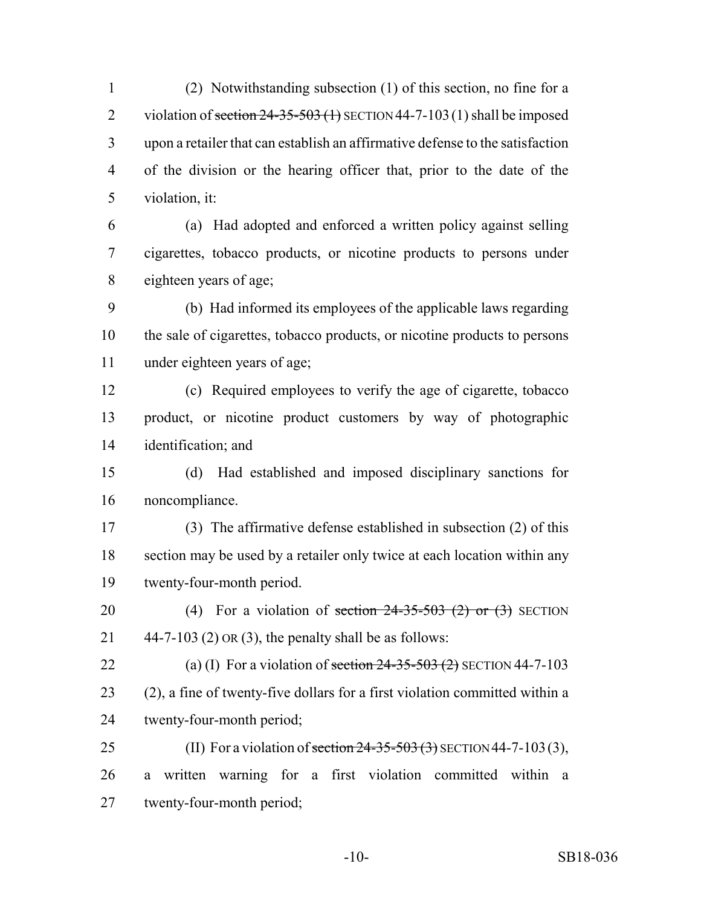(2) Notwithstanding subsection (1) of this section, no fine for a violation of ~~section 24-35-503 (1)~~ SECTION 44-7-103 (1) shall be imposed upon a retailer that can establish an affirmative defense to the satisfaction of the division or the hearing officer that, prior to the date of the violation, it:

(a) Had adopted and enforced a written policy against selling cigarettes, tobacco products, or nicotine products to persons under eighteen years of age;

(b) Had informed its employees of the applicable laws regarding the sale of cigarettes, tobacco products, or nicotine products to persons under eighteen years of age;

(c) Required employees to verify the age of cigarette, tobacco product, or nicotine product customers by way of photographic identification; and

(d) Had established and imposed disciplinary sanctions for noncompliance.

(3) The affirmative defense established in subsection (2) of this section may be used by a retailer only twice at each location within any twenty-four-month period.

(4) For a violation of ~~section 24-35-503 (2) or (3)~~ SECTION 44-7-103 (2) OR (3), the penalty shall be as follows:

(a) (I) For a violation of ~~section 24-35-503 (2)~~ SECTION 44-7-103 (2), a fine of twenty-five dollars for a first violation committed within a twenty-four-month period;

(II) For a violation of ~~section 24-35-503 (3)~~ SECTION 44-7-103 (3), a written warning for a first violation committed within a twenty-four-month period;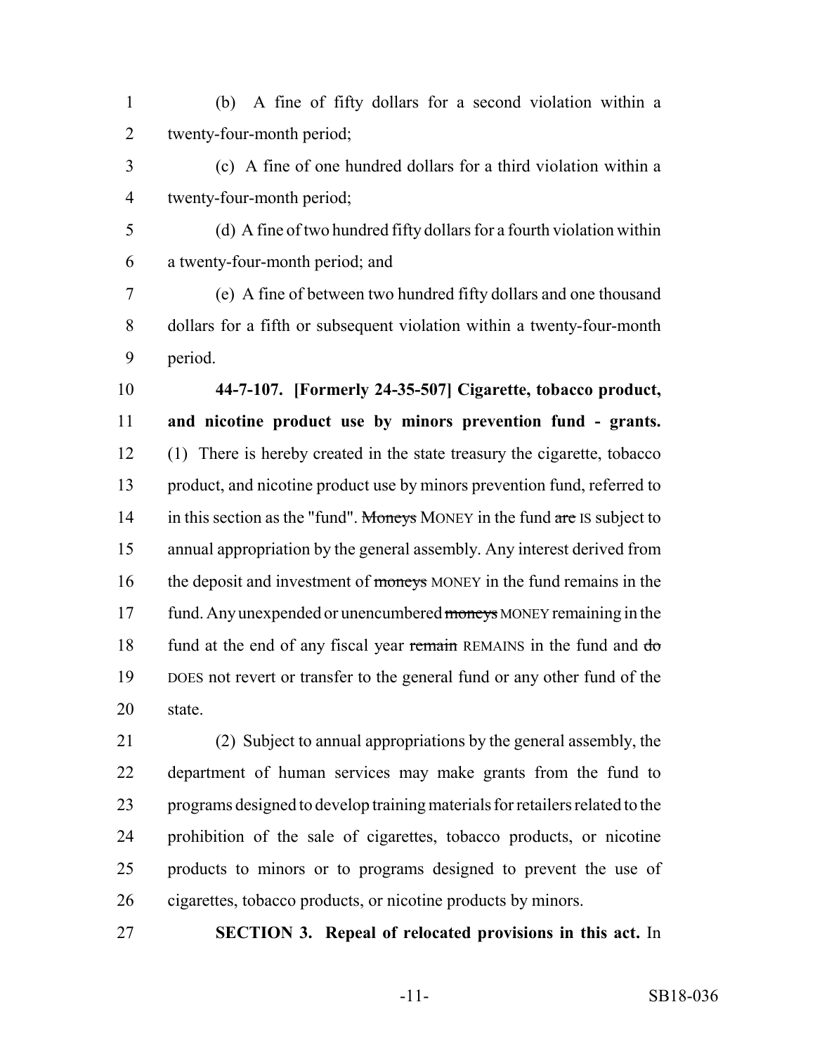(b) A fine of fifty dollars for a second violation within a twenty-four-month period;

(c) A fine of one hundred dollars for a third violation within a twenty-four-month period;

(d) A fine of two hundred fifty dollars for a fourth violation within a twenty-four-month period; and

(e) A fine of between two hundred fifty dollars and one thousand dollars for a fifth or subsequent violation within a twenty-four-month period.

**44-7-107. [Formerly 24-35-507] Cigarette, tobacco product, and nicotine product use by minors prevention fund - grants.** (1) There is hereby created in the state treasury the cigarette, tobacco product, and nicotine product use by minors prevention fund, referred to in this section as the "fund". ~~Moneys~~ MONEY in the fund ~~are~~ IS subject to annual appropriation by the general assembly. Any interest derived from the deposit and investment of ~~moneys~~ MONEY in the fund remains in the fund. Any unexpended or unencumbered ~~moneys~~ MONEY remaining in the fund at the end of any fiscal year ~~remain~~ REMAINS in the fund and ~~do~~ DOES not revert or transfer to the general fund or any other fund of the state.

(2) Subject to annual appropriations by the general assembly, the department of human services may make grants from the fund to programs designed to develop training materials for retailers related to the prohibition of the sale of cigarettes, tobacco products, or nicotine products to minors or to programs designed to prevent the use of cigarettes, tobacco products, or nicotine products by minors.

**SECTION 3. Repeal of relocated provisions in this act.** In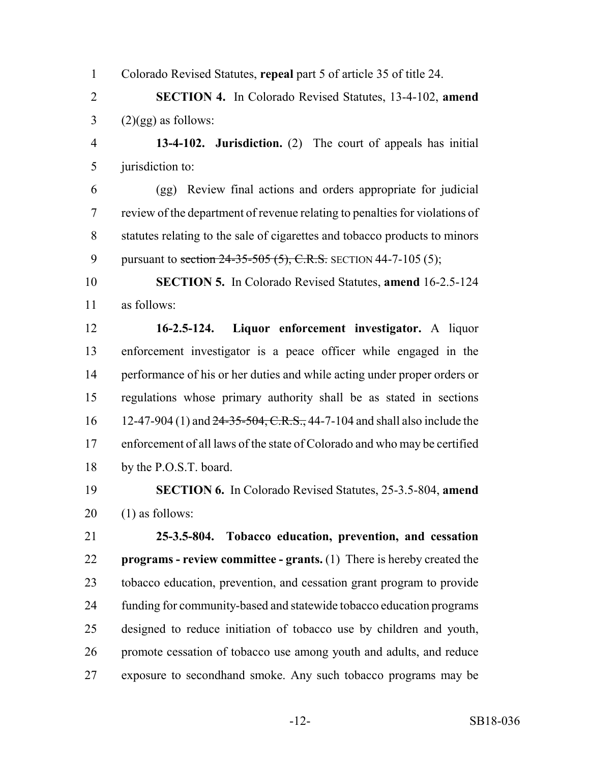Colorado Revised Statutes, **repeal** part 5 of article 35 of title 24.

**SECTION 4.** In Colorado Revised Statutes, 13-4-102, **amend** (2)(gg) as follows:

**13-4-102. Jurisdiction.** (2) The court of appeals has initial jurisdiction to:

(gg) Review final actions and orders appropriate for judicial review of the department of revenue relating to penalties for violations of statutes relating to the sale of cigarettes and tobacco products to minors pursuant to ~~section 24-35-505 (5), C.R.S.~~ SECTION 44-7-105 (5);

**SECTION 5.** In Colorado Revised Statutes, **amend** 16-2.5-124 as follows:

**16-2.5-124. Liquor enforcement investigator.** A liquor enforcement investigator is a peace officer while engaged in the performance of his or her duties and while acting under proper orders or regulations whose primary authority shall be as stated in sections 12-47-904 (1) and ~~24-35-504, C.R.S.,~~ 44-7-104 and shall also include the enforcement of all laws of the state of Colorado and who may be certified by the P.O.S.T. board.

**SECTION 6.** In Colorado Revised Statutes, 25-3.5-804, **amend** (1) as follows:

**25-3.5-804. Tobacco education, prevention, and cessation programs - review committee - grants.** (1) There is hereby created the tobacco education, prevention, and cessation grant program to provide funding for community-based and statewide tobacco education programs designed to reduce initiation of tobacco use by children and youth, promote cessation of tobacco use among youth and adults, and reduce exposure to secondhand smoke. Any such tobacco programs may be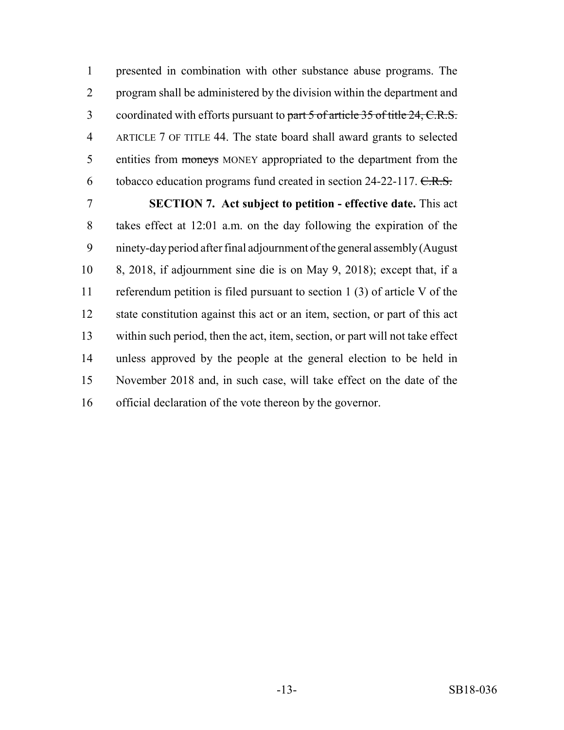presented in combination with other substance abuse programs. The program shall be administered by the division within the department and coordinated with efforts pursuant to ~~part 5 of article 35 of title 24, C.R.S.~~ ARTICLE 7 OF TITLE 44. The state board shall award grants to selected entities from ~~moneys~~ MONEY appropriated to the department from the tobacco education programs fund created in section 24-22-117. ~~C.R.S.~~

**SECTION 7. Act subject to petition - effective date.** This act takes effect at 12:01 a.m. on the day following the expiration of the ninety-day period after final adjournment of the general assembly (August 8, 2018, if adjournment sine die is on May 9, 2018); except that, if a referendum petition is filed pursuant to section 1 (3) of article V of the state constitution against this act or an item, section, or part of this act within such period, then the act, item, section, or part will not take effect unless approved by the people at the general election to be held in November 2018 and, in such case, will take effect on the date of the official declaration of the vote thereon by the governor.